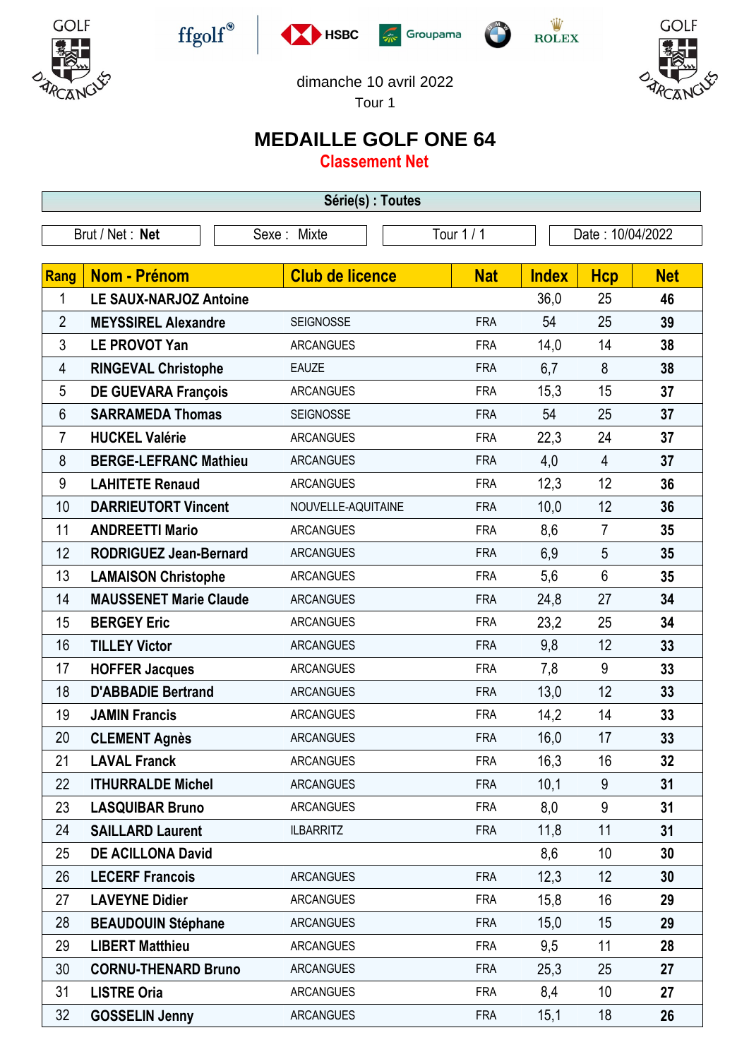dimanche 10 avril 2022

Tour 1

# MEDAILLE GOLF ONE 64

## Classement Net

**Série(s) : Toutes**

| Brut / Net : **Net** | Sexe : Mixte | Tour 1 / 1 | Date : 10/04/2022 |
|---|---|---|---|

| Rang | Nom - Prénom | Club de licence | Nat | Index | Hcp | Net |
|---|---|---|---|---|---|---|
| 1 | **LE SAUX-NARJOZ Antoine** | | | 36,0 | 25 | **46** |
| 2 | **MEYSSIREL Alexandre** | SEIGNOSSE | FRA | 54 | 25 | **39** |
| 3 | **LE PROVOT Yan** | ARCANGUES | FRA | 14,0 | 14 | **38** |
| 4 | **RINGEVAL Christophe** | EAUZE | FRA | 6,7 | 8 | **38** |
| 5 | **DE GUEVARA François** | ARCANGUES | FRA | 15,3 | 15 | **37** |
| 6 | **SARRAMEDA Thomas** | SEIGNOSSE | FRA | 54 | 25 | **37** |
| 7 | **HUCKEL Valérie** | ARCANGUES | FRA | 22,3 | 24 | **37** |
| 8 | **BERGE-LEFRANC Mathieu** | ARCANGUES | FRA | 4,0 | 4 | **37** |
| 9 | **LAHITETE Renaud** | ARCANGUES | FRA | 12,3 | 12 | **36** |
| 10 | **DARRIEUTORT Vincent** | NOUVELLE-AQUITAINE | FRA | 10,0 | 12 | **36** |
| 11 | **ANDREETTI Mario** | ARCANGUES | FRA | 8,6 | 7 | **35** |
| 12 | **RODRIGUEZ Jean-Bernard** | ARCANGUES | FRA | 6,9 | 5 | **35** |
| 13 | **LAMAISON Christophe** | ARCANGUES | FRA | 5,6 | 6 | **35** |
| 14 | **MAUSSENET Marie Claude** | ARCANGUES | FRA | 24,8 | 27 | **34** |
| 15 | **BERGEY Eric** | ARCANGUES | FRA | 23,2 | 25 | **34** |
| 16 | **TILLEY Victor** | ARCANGUES | FRA | 9,8 | 12 | **33** |
| 17 | **HOFFER Jacques** | ARCANGUES | FRA | 7,8 | 9 | **33** |
| 18 | **D'ABBADIE Bertrand** | ARCANGUES | FRA | 13,0 | 12 | **33** |
| 19 | **JAMIN Francis** | ARCANGUES | FRA | 14,2 | 14 | **33** |
| 20 | **CLEMENT Agnès** | ARCANGUES | FRA | 16,0 | 17 | **33** |
| 21 | **LAVAL Franck** | ARCANGUES | FRA | 16,3 | 16 | **32** |
| 22 | **ITHURRALDE Michel** | ARCANGUES | FRA | 10,1 | 9 | **31** |
| 23 | **LASQUIBAR Bruno** | ARCANGUES | FRA | 8,0 | 9 | **31** |
| 24 | **SAILLARD Laurent** | ILBARRITZ | FRA | 11,8 | 11 | **31** |
| 25 | **DE ACILLONA David** | | | 8,6 | 10 | **30** |
| 26 | **LECERF Francois** | ARCANGUES | FRA | 12,3 | 12 | **30** |
| 27 | **LAVEYNE Didier** | ARCANGUES | FRA | 15,8 | 16 | **29** |
| 28 | **BEAUDOUIN Stéphane** | ARCANGUES | FRA | 15,0 | 15 | **29** |
| 29 | **LIBERT Matthieu** | ARCANGUES | FRA | 9,5 | 11 | **28** |
| 30 | **CORNU-THENARD Bruno** | ARCANGUES | FRA | 25,3 | 25 | **27** |
| 31 | **LISTRE Oria** | ARCANGUES | FRA | 8,4 | 10 | **27** |
| 32 | **GOSSELIN Jenny** | ARCANGUES | FRA | 15,1 | 18 | **26** |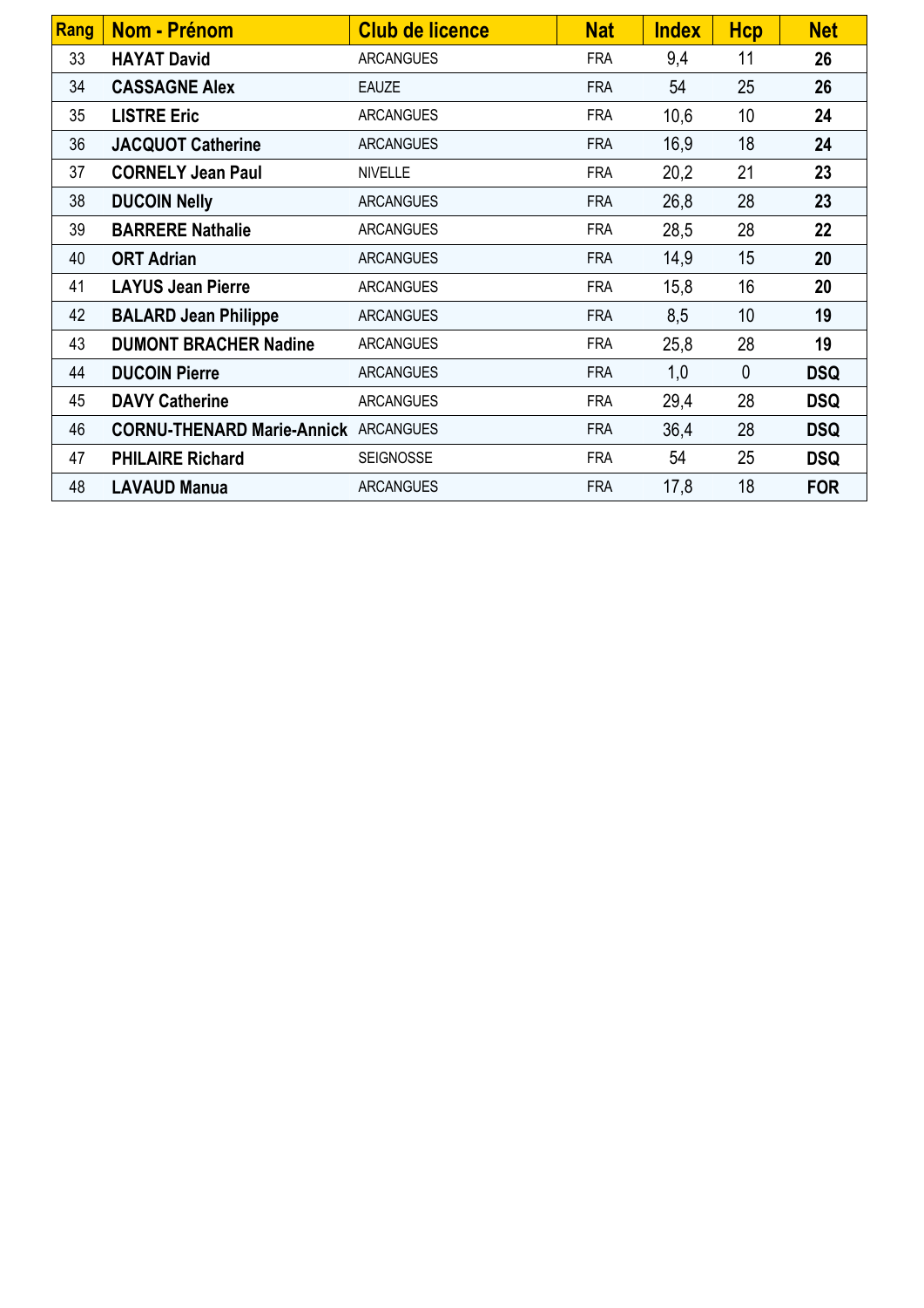| Rang | Nom - Prénom | Club de licence | Nat | Index | Hcp | Net |
|---|---|---|---|---|---|---|
| 33 | **HAYAT David** | ARCANGUES | FRA | 9,4 | 11 | **26** |
| 34 | **CASSAGNE Alex** | EAUZE | FRA | 54 | 25 | **26** |
| 35 | **LISTRE Eric** | ARCANGUES | FRA | 10,6 | 10 | **24** |
| 36 | **JACQUOT Catherine** | ARCANGUES | FRA | 16,9 | 18 | **24** |
| 37 | **CORNELY Jean Paul** | NIVELLE | FRA | 20,2 | 21 | **23** |
| 38 | **DUCOIN Nelly** | ARCANGUES | FRA | 26,8 | 28 | **23** |
| 39 | **BARRERE Nathalie** | ARCANGUES | FRA | 28,5 | 28 | **22** |
| 40 | **ORT Adrian** | ARCANGUES | FRA | 14,9 | 15 | **20** |
| 41 | **LAYUS Jean Pierre** | ARCANGUES | FRA | 15,8 | 16 | **20** |
| 42 | **BALARD Jean Philippe** | ARCANGUES | FRA | 8,5 | 10 | **19** |
| 43 | **DUMONT BRACHER Nadine** | ARCANGUES | FRA | 25,8 | 28 | **19** |
| 44 | **DUCOIN Pierre** | ARCANGUES | FRA | 1,0 | 0 | **DSQ** |
| 45 | **DAVY Catherine** | ARCANGUES | FRA | 29,4 | 28 | **DSQ** |
| 46 | **CORNU-THENARD Marie-Annick** | ARCANGUES | FRA | 36,4 | 28 | **DSQ** |
| 47 | **PHILAIRE Richard** | SEIGNOSSE | FRA | 54 | 25 | **DSQ** |
| 48 | **LAVAUD Manua** | ARCANGUES | FRA | 17,8 | 18 | **FOR** |